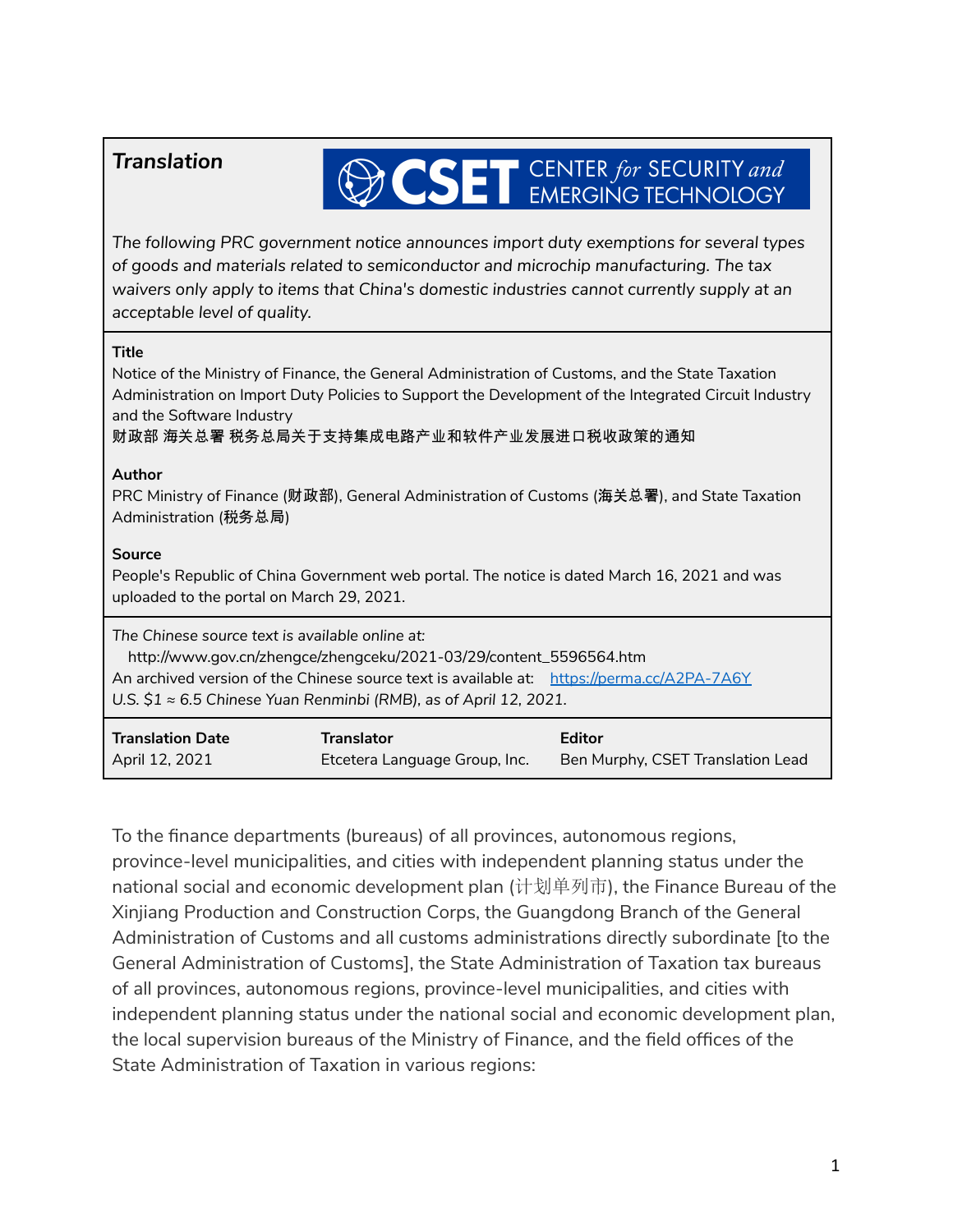**Translation**

CSET CENTER *for* SECURITY *and* EMERGING TECHNOLOGY

*The following PRC government notice announces import duty exemptions for several types of goods and materials related to semiconductor and microchip manufacturing. The tax waivers only apply to items that China's domestic industries cannot currently supply at an acceptable level of quality.*

**Title**

Notice of the Ministry of Finance, the General Administration of Customs, and the State Taxation Administration on Import Duty Policies to Support the Development of the Integrated Circuit Industry and the Software Industry
财政部 海关总署 税务总局关于支持集成电路产业和软件产业发展进口税收政策的通知

**Author**

PRC Ministry of Finance (财政部), General Administration of Customs (海关总署), and State Taxation Administration (税务总局)

**Source**

People's Republic of China Government web portal. The notice is dated March 16, 2021 and was uploaded to the portal on March 29, 2021.

*The Chinese source text is available online at:*
http://www.gov.cn/zhengce/zhengceku/2021-03/29/content_5596564.htm
An archived version of the Chinese source text is available at: https://perma.cc/A2PA-7A6Y
*U.S. $1 ≈ 6.5 Chinese Yuan Renminbi (RMB), as of April 12, 2021.*

| Translation Date | Translator | Editor |
|---|---|---|
| April 12, 2021 | Etcetera Language Group, Inc. | Ben Murphy, CSET Translation Lead |

To the finance departments (bureaus) of all provinces, autonomous regions, province-level municipalities, and cities with independent planning status under the national social and economic development plan (计划单列市), the Finance Bureau of the Xinjiang Production and Construction Corps, the Guangdong Branch of the General Administration of Customs and all customs administrations directly subordinate [to the General Administration of Customs], the State Administration of Taxation tax bureaus of all provinces, autonomous regions, province-level municipalities, and cities with independent planning status under the national social and economic development plan, the local supervision bureaus of the Ministry of Finance, and the field offices of the State Administration of Taxation in various regions: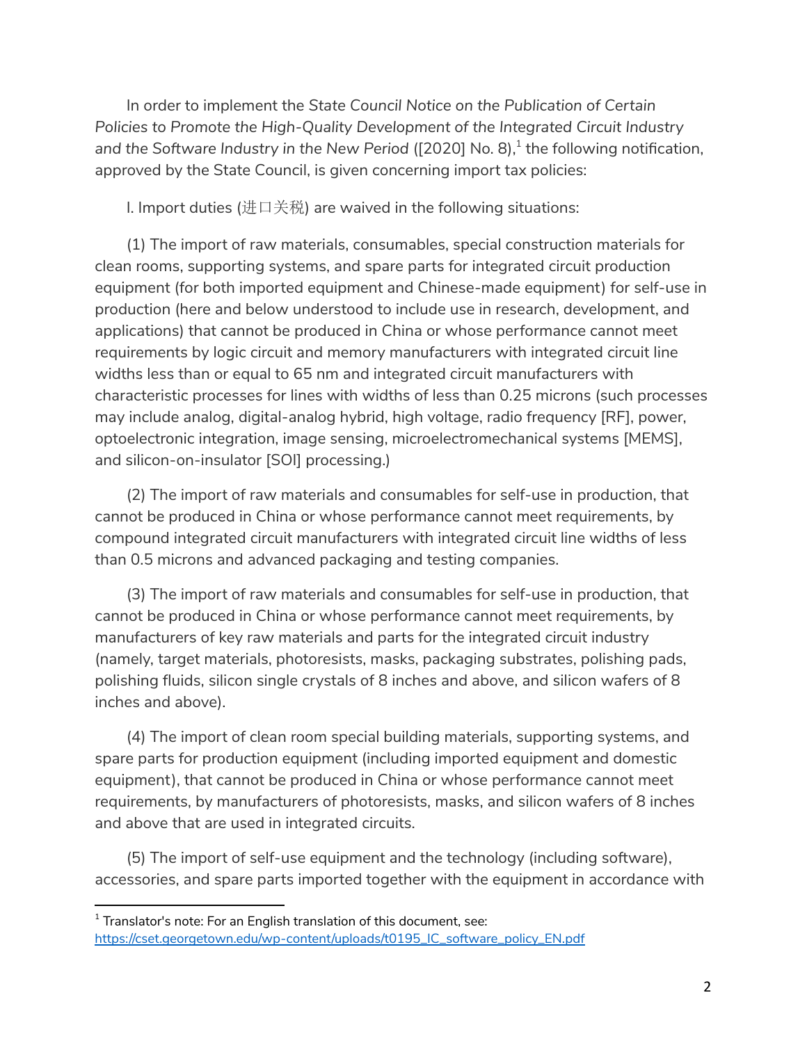In order to implement the *State Council Notice on the Publication of Certain Policies to Promote the High-Quality Development of the Integrated Circuit Industry and the Software Industry in the New Period* ([2020] No. 8),[1] the following notification, approved by the State Council, is given concerning import tax policies:

I. Import duties (进口关税) are waived in the following situations:

(1) The import of raw materials, consumables, special construction materials for clean rooms, supporting systems, and spare parts for integrated circuit production equipment (for both imported equipment and Chinese-made equipment) for self-use in production (here and below understood to include use in research, development, and applications) that cannot be produced in China or whose performance cannot meet requirements by logic circuit and memory manufacturers with integrated circuit line widths less than or equal to 65 nm and integrated circuit manufacturers with characteristic processes for lines with widths of less than 0.25 microns (such processes may include analog, digital-analog hybrid, high voltage, radio frequency [RF], power, optoelectronic integration, image sensing, microelectromechanical systems [MEMS], and silicon-on-insulator [SOI] processing.)

(2) The import of raw materials and consumables for self-use in production, that cannot be produced in China or whose performance cannot meet requirements, by compound integrated circuit manufacturers with integrated circuit line widths of less than 0.5 microns and advanced packaging and testing companies.

(3) The import of raw materials and consumables for self-use in production, that cannot be produced in China or whose performance cannot meet requirements, by manufacturers of key raw materials and parts for the integrated circuit industry (namely, target materials, photoresists, masks, packaging substrates, polishing pads, polishing fluids, silicon single crystals of 8 inches and above, and silicon wafers of 8 inches and above).

(4) The import of clean room special building materials, supporting systems, and spare parts for production equipment (including imported equipment and domestic equipment), that cannot be produced in China or whose performance cannot meet requirements, by manufacturers of photoresists, masks, and silicon wafers of 8 inches and above that are used in integrated circuits.

(5) The import of self-use equipment and the technology (including software), accessories, and spare parts imported together with the equipment in accordance with

[1] Translator's note: For an English translation of this document, see: https://cset.georgetown.edu/wp-content/uploads/t0195_IC_software_policy_EN.pdf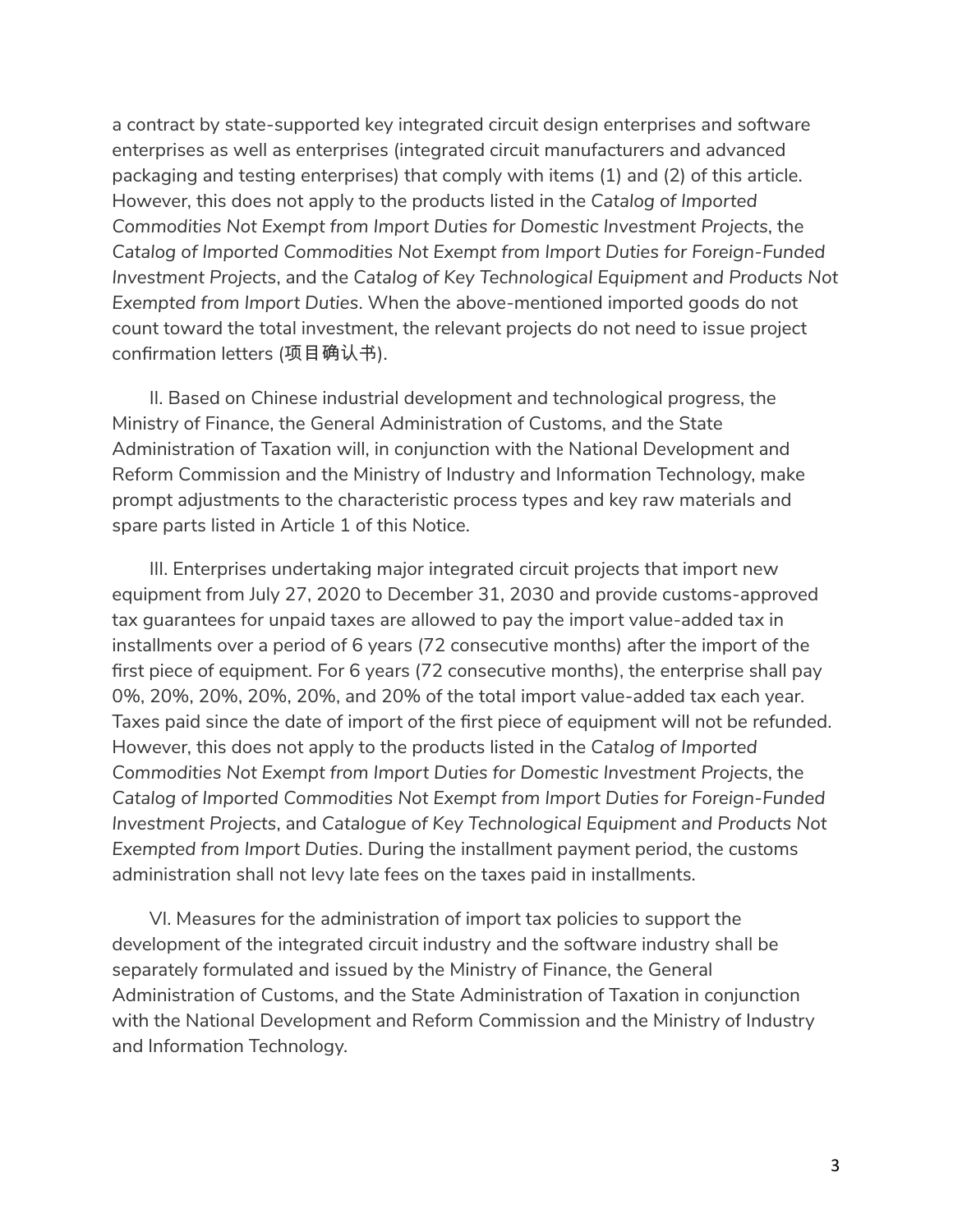a contract by state-supported key integrated circuit design enterprises and software enterprises as well as enterprises (integrated circuit manufacturers and advanced packaging and testing enterprises) that comply with items (1) and (2) of this article. However, this does not apply to the products listed in the *Catalog of Imported Commodities Not Exempt from Import Duties for Domestic Investment Projects*, the *Catalog of Imported Commodities Not Exempt from Import Duties for Foreign-Funded Investment Projects*, and the *Catalog of Key Technological Equipment and Products Not Exempted from Import Duties*. When the above-mentioned imported goods do not count toward the total investment, the relevant projects do not need to issue project confirmation letters (项目确认书).

II. Based on Chinese industrial development and technological progress, the Ministry of Finance, the General Administration of Customs, and the State Administration of Taxation will, in conjunction with the National Development and Reform Commission and the Ministry of Industry and Information Technology, make prompt adjustments to the characteristic process types and key raw materials and spare parts listed in Article 1 of this Notice.

III. Enterprises undertaking major integrated circuit projects that import new equipment from July 27, 2020 to December 31, 2030 and provide customs-approved tax guarantees for unpaid taxes are allowed to pay the import value-added tax in installments over a period of 6 years (72 consecutive months) after the import of the first piece of equipment. For 6 years (72 consecutive months), the enterprise shall pay 0%, 20%, 20%, 20%, 20%, and 20% of the total import value-added tax each year. Taxes paid since the date of import of the first piece of equipment will not be refunded. However, this does not apply to the products listed in the *Catalog of Imported Commodities Not Exempt from Import Duties for Domestic Investment Projects*, the *Catalog of Imported Commodities Not Exempt from Import Duties for Foreign-Funded Investment Projects*, and *Catalogue of Key Technological Equipment and Products Not Exempted from Import Duties*. During the installment payment period, the customs administration shall not levy late fees on the taxes paid in installments.

VI. Measures for the administration of import tax policies to support the development of the integrated circuit industry and the software industry shall be separately formulated and issued by the Ministry of Finance, the General Administration of Customs, and the State Administration of Taxation in conjunction with the National Development and Reform Commission and the Ministry of Industry and Information Technology.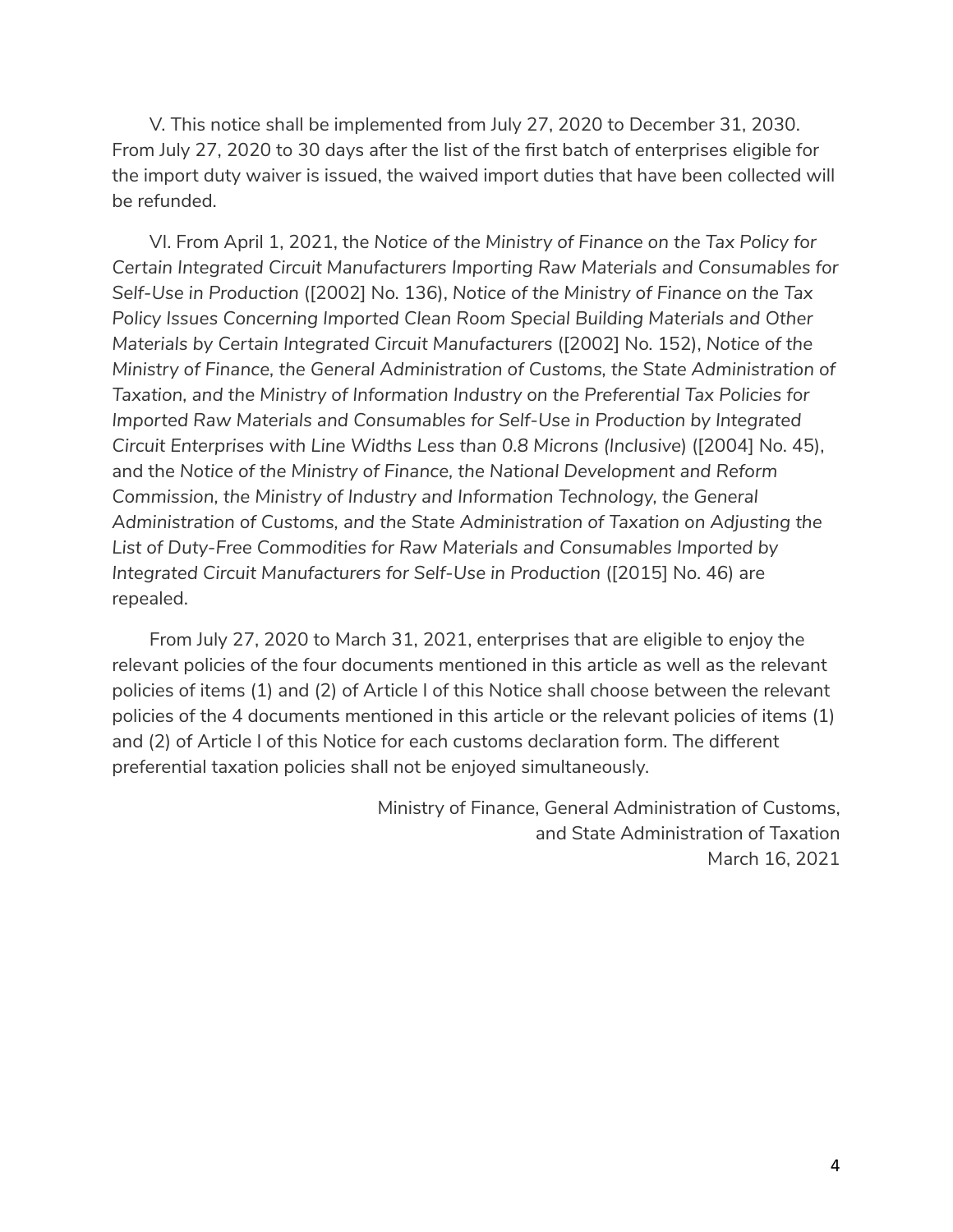V. This notice shall be implemented from July 27, 2020 to December 31, 2030. From July 27, 2020 to 30 days after the list of the first batch of enterprises eligible for the import duty waiver is issued, the waived import duties that have been collected will be refunded.

VI. From April 1, 2021, the *Notice of the Ministry of Finance on the Tax Policy for Certain Integrated Circuit Manufacturers Importing Raw Materials and Consumables for Self-Use in Production* ([2002] No. 136), *Notice of the Ministry of Finance on the Tax Policy Issues Concerning Imported Clean Room Special Building Materials and Other Materials by Certain Integrated Circuit Manufacturers* ([2002] No. 152), *Notice of the Ministry of Finance, the General Administration of Customs, the State Administration of Taxation, and the Ministry of Information Industry on the Preferential Tax Policies for Imported Raw Materials and Consumables for Self-Use in Production by Integrated Circuit Enterprises with Line Widths Less than 0.8 Microns (Inclusive)* ([2004] No. 45), and the *Notice of the Ministry of Finance, the National Development and Reform Commission, the Ministry of Industry and Information Technology, the General Administration of Customs, and the State Administration of Taxation on Adjusting the List of Duty-Free Commodities for Raw Materials and Consumables Imported by Integrated Circuit Manufacturers for Self-Use in Production* ([2015] No. 46) are repealed.

From July 27, 2020 to March 31, 2021, enterprises that are eligible to enjoy the relevant policies of the four documents mentioned in this article as well as the relevant policies of items (1) and (2) of Article I of this Notice shall choose between the relevant policies of the 4 documents mentioned in this article or the relevant policies of items (1) and (2) of Article I of this Notice for each customs declaration form. The different preferential taxation policies shall not be enjoyed simultaneously.

Ministry of Finance, General Administration of Customs,
and State Administration of Taxation
March 16, 2021